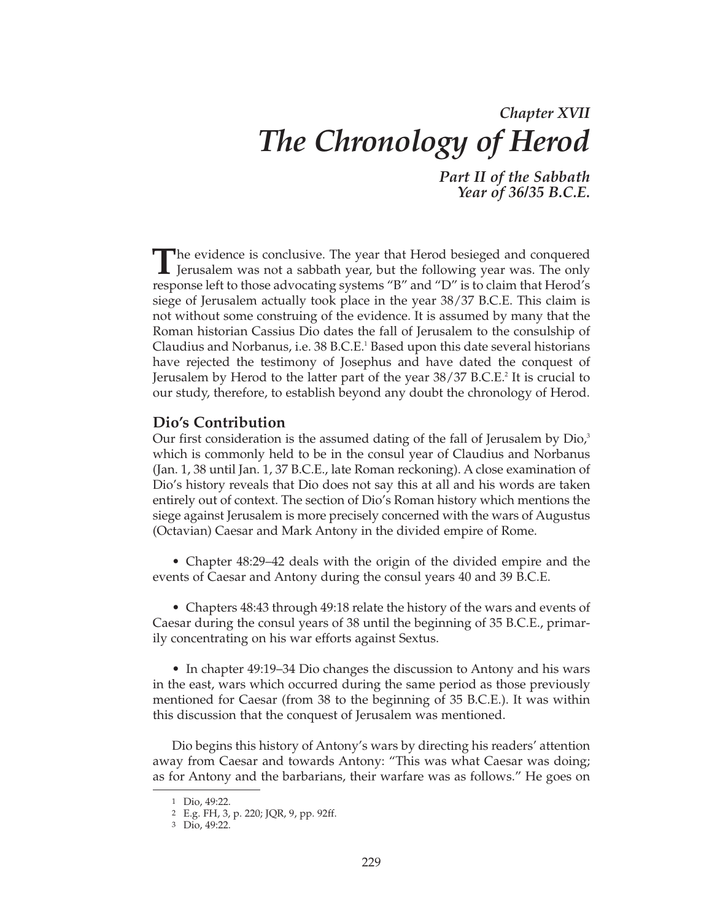# *Chapter XVII*
# *The Chronology of Herod*

### *Part II of the Sabbath Year of 36/35 B.C.E.*

The evidence is conclusive. The year that Herod besieged and conquered Jerusalem was not a sabbath year, but the following year was. The only response left to those advocating systems "B" and "D" is to claim that Herod's siege of Jerusalem actually took place in the year 38/37 B.C.E. This claim is not without some construing of the evidence. It is assumed by many that the Roman historian Cassius Dio dates the fall of Jerusalem to the consulship of Claudius and Norbanus, i.e. 38 B.C.E.[1] Based upon this date several historians have rejected the testimony of Josephus and have dated the conquest of Jerusalem by Herod to the latter part of the year 38/37 B.C.E.[2] It is crucial to our study, therefore, to establish beyond any doubt the chronology of Herod.

## Dio's Contribution

Our first consideration is the assumed dating of the fall of Jerusalem by Dio,[3] which is commonly held to be in the consul year of Claudius and Norbanus (Jan. 1, 38 until Jan. 1, 37 B.C.E., late Roman reckoning). A close examination of Dio's history reveals that Dio does not say this at all and his words are taken entirely out of context. The section of Dio's Roman history which mentions the siege against Jerusalem is more precisely concerned with the wars of Augustus (Octavian) Caesar and Mark Antony in the divided empire of Rome.

- Chapter 48:29–42 deals with the origin of the divided empire and the events of Caesar and Antony during the consul years 40 and 39 B.C.E.

- Chapters 48:43 through 49:18 relate the history of the wars and events of Caesar during the consul years of 38 until the beginning of 35 B.C.E., primarily concentrating on his war efforts against Sextus.

- In chapter 49:19–34 Dio changes the discussion to Antony and his wars in the east, wars which occurred during the same period as those previously mentioned for Caesar (from 38 to the beginning of 35 B.C.E.). It was within this discussion that the conquest of Jerusalem was mentioned.

Dio begins this history of Antony's wars by directing his readers' attention away from Caesar and towards Antony: "This was what Caesar was doing; as for Antony and the barbarians, their warfare was as follows." He goes on

1 Dio, 49:22.

2 E.g. FH, 3, p. 220; JQR, 9, pp. 92ff.

3 Dio, 49:22.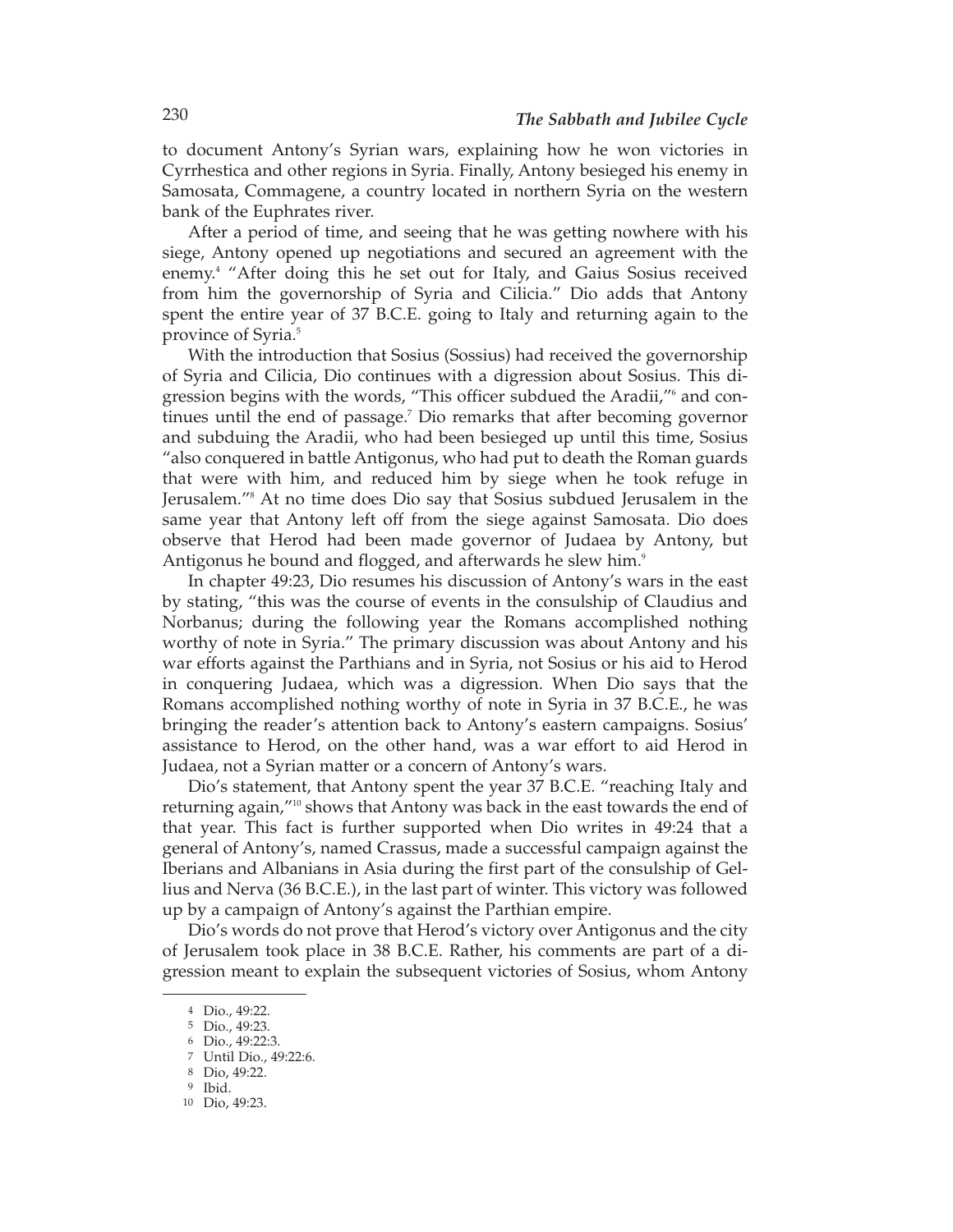to document Antony's Syrian wars, explaining how he won victories in Cyrrhestica and other regions in Syria. Finally, Antony besieged his enemy in Samosata, Commagene, a country located in northern Syria on the western bank of the Euphrates river.

After a period of time, and seeing that he was getting nowhere with his siege, Antony opened up negotiations and secured an agreement with the enemy.[4] "After doing this he set out for Italy, and Gaius Sosius received from him the governorship of Syria and Cilicia." Dio adds that Antony spent the entire year of 37 B.C.E. going to Italy and returning again to the province of Syria.[5]

With the introduction that Sosius (Sossius) had received the governorship of Syria and Cilicia, Dio continues with a digression about Sosius. This digression begins with the words, "This officer subdued the Aradii,"[6] and continues until the end of passage.[7] Dio remarks that after becoming governor and subduing the Aradii, who had been besieged up until this time, Sosius "also conquered in battle Antigonus, who had put to death the Roman guards that were with him, and reduced him by siege when he took refuge in Jerusalem."[8] At no time does Dio say that Sosius subdued Jerusalem in the same year that Antony left off from the siege against Samosata. Dio does observe that Herod had been made governor of Judaea by Antony, but Antigonus he bound and flogged, and afterwards he slew him.[9]

In chapter 49:23, Dio resumes his discussion of Antony's wars in the east by stating, "this was the course of events in the consulship of Claudius and Norbanus; during the following year the Romans accomplished nothing worthy of note in Syria." The primary discussion was about Antony and his war efforts against the Parthians and in Syria, not Sosius or his aid to Herod in conquering Judaea, which was a digression. When Dio says that the Romans accomplished nothing worthy of note in Syria in 37 B.C.E., he was bringing the reader's attention back to Antony's eastern campaigns. Sosius' assistance to Herod, on the other hand, was a war effort to aid Herod in Judaea, not a Syrian matter or a concern of Antony's wars.

Dio's statement, that Antony spent the year 37 B.C.E. "reaching Italy and returning again,"[10] shows that Antony was back in the east towards the end of that year. This fact is further supported when Dio writes in 49:24 that a general of Antony's, named Crassus, made a successful campaign against the Iberians and Albanians in Asia during the first part of the consulship of Gellius and Nerva (36 B.C.E.), in the last part of winter. This victory was followed up by a campaign of Antony's against the Parthian empire.

Dio's words do not prove that Herod's victory over Antigonus and the city of Jerusalem took place in 38 B.C.E. Rather, his comments are part of a digression meant to explain the subsequent victories of Sosius, whom Antony

---

[4] Dio., 49:22.

[5] Dio., 49:23.

[6] Dio., 49:22:3.

[7] Until Dio., 49:22:6.

[8] Dio, 49:22.

[9] Ibid.

[10] Dio, 49:23.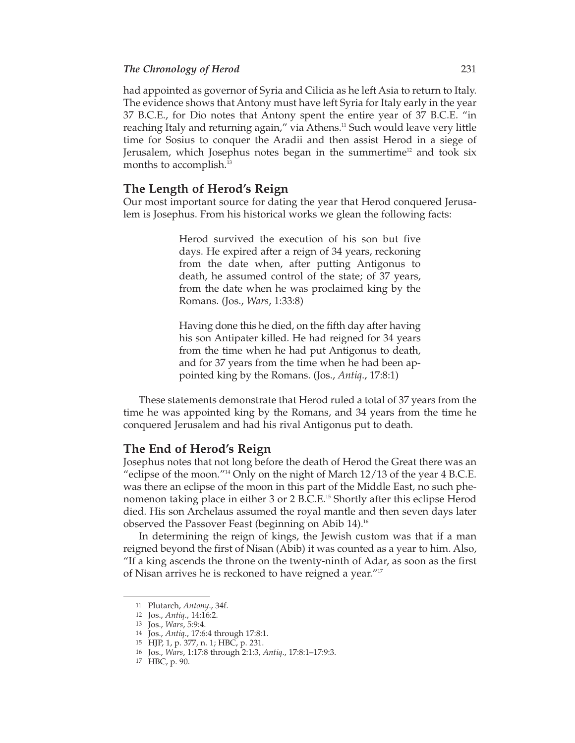had appointed as governor of Syria and Cilicia as he left Asia to return to Italy. The evidence shows that Antony must have left Syria for Italy early in the year 37 B.C.E., for Dio notes that Antony spent the entire year of 37 B.C.E. "in reaching Italy and returning again," via Athens.[11] Such would leave very little time for Sosius to conquer the Aradii and then assist Herod in a siege of Jerusalem, which Josephus notes began in the summertime[12] and took six months to accomplish.[13]

## The Length of Herod's Reign

Our most important source for dating the year that Herod conquered Jerusalem is Josephus. From his historical works we glean the following facts:

> Herod survived the execution of his son but five days. He expired after a reign of 34 years, reckoning from the date when, after putting Antigonus to death, he assumed control of the state; of 37 years, from the date when he was proclaimed king by the Romans. (Jos., *Wars*, 1:33:8)

> Having done this he died, on the fifth day after having his son Antipater killed. He had reigned for 34 years from the time when he had put Antigonus to death, and for 37 years from the time when he had been appointed king by the Romans. (Jos., *Antiq.*, 17:8:1)

These statements demonstrate that Herod ruled a total of 37 years from the time he was appointed king by the Romans, and 34 years from the time he conquered Jerusalem and had his rival Antigonus put to death.

## The End of Herod's Reign

Josephus notes that not long before the death of Herod the Great there was an "eclipse of the moon."[14] Only on the night of March 12/13 of the year 4 B.C.E. was there an eclipse of the moon in this part of the Middle East, no such phenomenon taking place in either 3 or 2 B.C.E.[15] Shortly after this eclipse Herod died. His son Archelaus assumed the royal mantle and then seven days later observed the Passover Feast (beginning on Abib 14).[16]

In determining the reign of kings, the Jewish custom was that if a man reigned beyond the first of Nisan (Abib) it was counted as a year to him. Also, "If a king ascends the throne on the twenty-ninth of Adar, as soon as the first of Nisan arrives he is reckoned to have reigned a year."[17]

---

11 Plutarch, *Antony.*, 34f.

12 Jos., *Antiq.*, 14:16:2.

13 Jos., *Wars*, 5:9:4.

14 Jos., *Antiq.*, 17:6:4 through 17:8:1.

15 HJP, 1, p. 377, n. 1; HBC, p. 231.

16 Jos., *Wars*, 1:17:8 through 2:1:3, *Antiq.*, 17:8:1–17:9:3.

17 HBC, p. 90.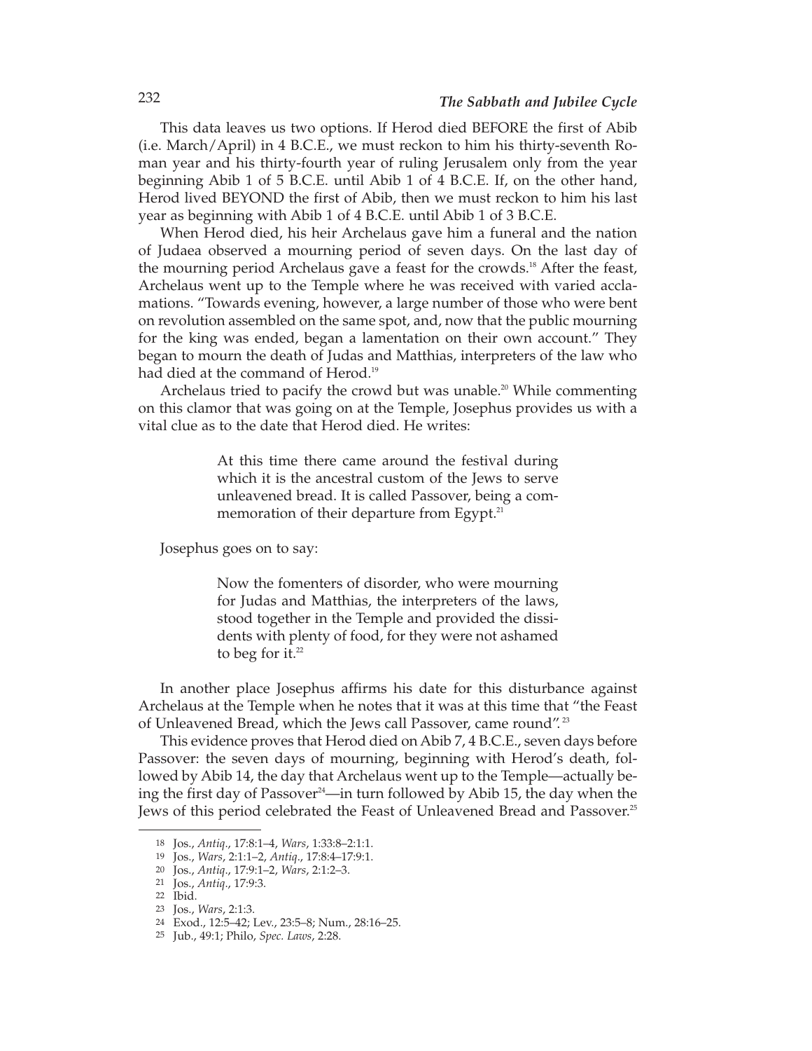This data leaves us two options. If Herod died BEFORE the first of Abib (i.e. March/April) in 4 B.C.E., we must reckon to him his thirty-seventh Roman year and his thirty-fourth year of ruling Jerusalem only from the year beginning Abib 1 of 5 B.C.E. until Abib 1 of 4 B.C.E. If, on the other hand, Herod lived BEYOND the first of Abib, then we must reckon to him his last year as beginning with Abib 1 of 4 B.C.E. until Abib 1 of 3 B.C.E.

When Herod died, his heir Archelaus gave him a funeral and the nation of Judaea observed a mourning period of seven days. On the last day of the mourning period Archelaus gave a feast for the crowds.[18] After the feast, Archelaus went up to the Temple where he was received with varied acclamations. "Towards evening, however, a large number of those who were bent on revolution assembled on the same spot, and, now that the public mourning for the king was ended, began a lamentation on their own account." They began to mourn the death of Judas and Matthias, interpreters of the law who had died at the command of Herod.[19]

Archelaus tried to pacify the crowd but was unable.[20] While commenting on this clamor that was going on at the Temple, Josephus provides us with a vital clue as to the date that Herod died. He writes:

> At this time there came around the festival during which it is the ancestral custom of the Jews to serve unleavened bread. It is called Passover, being a commemoration of their departure from Egypt.[21]

Josephus goes on to say:

> Now the fomenters of disorder, who were mourning for Judas and Matthias, the interpreters of the laws, stood together in the Temple and provided the dissidents with plenty of food, for they were not ashamed to beg for it.[22]

In another place Josephus affirms his date for this disturbance against Archelaus at the Temple when he notes that it was at this time that "the Feast of Unleavened Bread, which the Jews call Passover, came round".[23]

This evidence proves that Herod died on Abib 7, 4 B.C.E., seven days before Passover: the seven days of mourning, beginning with Herod's death, followed by Abib 14, the day that Archelaus went up to the Temple—actually being the first day of Passover[24]—in turn followed by Abib 15, the day when the Jews of this period celebrated the Feast of Unleavened Bread and Passover.[25]

---

18 Jos., *Antiq.*, 17:8:1–4, *Wars*, 1:33:8–2:1:1.

19 Jos., *Wars*, 2:1:1–2, *Antiq.*, 17:8:4–17:9:1.

20 Jos., *Antiq.*, 17:9:1–2, *Wars*, 2:1:2–3.

21 Jos., *Antiq.*, 17:9:3.

22 Ibid.

23 Jos., *Wars*, 2:1:3.

24 Exod., 12:5–42; Lev., 23:5–8; Num., 28:16–25.

25 Jub., 49:1; Philo, *Spec. Laws*, 2:28.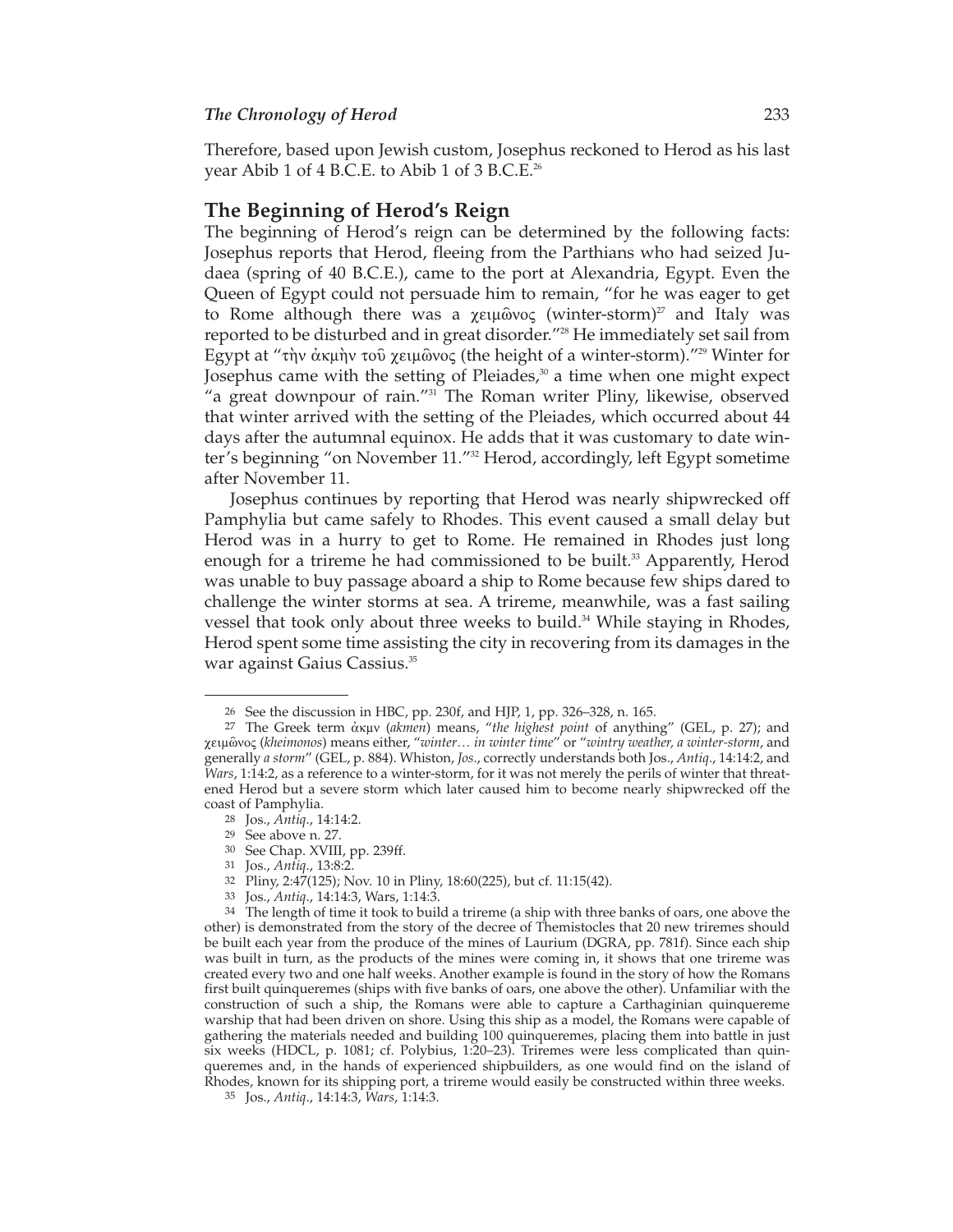Therefore, based upon Jewish custom, Josephus reckoned to Herod as his last year Abib 1 of 4 B.C.E. to Abib 1 of 3 B.C.E.[26]

## The Beginning of Herod's Reign

The beginning of Herod's reign can be determined by the following facts: Josephus reports that Herod, fleeing from the Parthians who had seized Judaea (spring of 40 B.C.E.), came to the port at Alexandria, Egypt. Even the Queen of Egypt could not persuade him to remain, "for he was eager to get to Rome although there was a χειμῶνος (winter-storm)[27] and Italy was reported to be disturbed and in great disorder."[28] He immediately set sail from Egypt at "τὴν ἀκμὴν τοῦ χειμῶνος (the height of a winter-storm)."[29] Winter for Josephus came with the setting of Pleiades,[30] a time when one might expect "a great downpour of rain."[31] The Roman writer Pliny, likewise, observed that winter arrived with the setting of the Pleiades, which occurred about 44 days after the autumnal equinox. He adds that it was customary to date winter's beginning "on November 11."[32] Herod, accordingly, left Egypt sometime after November 11.

Josephus continues by reporting that Herod was nearly shipwrecked off Pamphylia but came safely to Rhodes. This event caused a small delay but Herod was in a hurry to get to Rome. He remained in Rhodes just long enough for a trireme he had commissioned to be built.[33] Apparently, Herod was unable to buy passage aboard a ship to Rome because few ships dared to challenge the winter storms at sea. A trireme, meanwhile, was a fast sailing vessel that took only about three weeks to build.[34] While staying in Rhodes, Herod spent some time assisting the city in recovering from its damages in the war against Gaius Cassius.[35]

---

26 See the discussion in HBC, pp. 230f, and HJP, 1, pp. 326–328, n. 165.

27 The Greek term ἀκμν (*akmen*) means, "*the highest point* of anything" (GEL, p. 27); and χειμῶνος (*kheimonos*) means either, "*winter… in winter time*" or "*wintry weather, a winter-storm*, and generally *a storm*" (GEL, p. 884). Whiston, *Jos*., correctly understands both Jos., *Antiq*., 14:14:2, and *Wars*, 1:14:2, as a reference to a winter-storm, for it was not merely the perils of winter that threatened Herod but a severe storm which later caused him to become nearly shipwrecked off the coast of Pamphylia.

28 Jos., *Antiq*., 14:14:2.

29 See above n. 27.

30 See Chap. XVIII, pp. 239ff.

31 Jos., *Antiq*., 13:8:2.

32 Pliny, 2:47(125); Nov. 10 in Pliny, 18:60(225), but cf. 11:15(42).

33 Jos., *Antiq*., 14:14:3, Wars, 1:14:3.

34 The length of time it took to build a trireme (a ship with three banks of oars, one above the other) is demonstrated from the story of the decree of Themistocles that 20 new triremes should be built each year from the produce of the mines of Laurium (DGRA, pp. 781f). Since each ship was built in turn, as the products of the mines were coming in, it shows that one trireme was created every two and one half weeks. Another example is found in the story of how the Romans first built quinqueremes (ships with five banks of oars, one above the other). Unfamiliar with the construction of such a ship, the Romans were able to capture a Carthaginian quinquereme warship that had been driven on shore. Using this ship as a model, the Romans were capable of gathering the materials needed and building 100 quinqueremes, placing them into battle in just six weeks (HDCL, p. 1081; cf. Polybius, 1:20–23). Triremes were less complicated than quinqueremes and, in the hands of experienced shipbuilders, as one would find on the island of Rhodes, known for its shipping port, a trireme would easily be constructed within three weeks.

35 Jos., *Antiq*., 14:14:3, *Wars*, 1:14:3.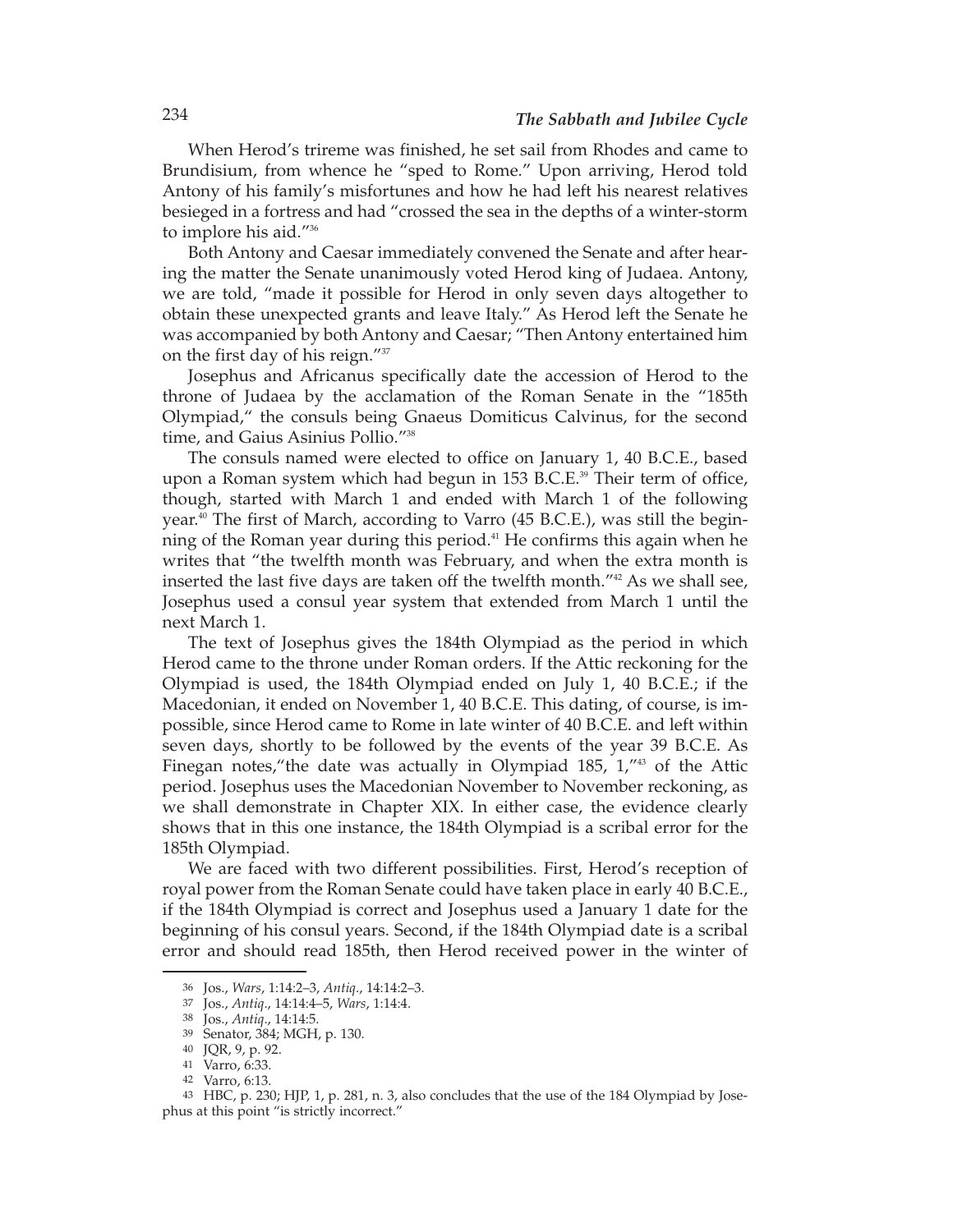When Herod's trireme was finished, he set sail from Rhodes and came to Brundisium, from whence he "sped to Rome." Upon arriving, Herod told Antony of his family's misfortunes and how he had left his nearest relatives besieged in a fortress and had "crossed the sea in the depths of a winter-storm to implore his aid."[36]

Both Antony and Caesar immediately convened the Senate and after hearing the matter the Senate unanimously voted Herod king of Judaea. Antony, we are told, "made it possible for Herod in only seven days altogether to obtain these unexpected grants and leave Italy." As Herod left the Senate he was accompanied by both Antony and Caesar; "Then Antony entertained him on the first day of his reign."[37]

Josephus and Africanus specifically date the accession of Herod to the throne of Judaea by the acclamation of the Roman Senate in the "185th Olympiad," the consuls being Gnaeus Domiticus Calvinus, for the second time, and Gaius Asinius Pollio."[38]

The consuls named were elected to office on January 1, 40 B.C.E., based upon a Roman system which had begun in 153 B.C.E.[39] Their term of office, though, started with March 1 and ended with March 1 of the following year.[40] The first of March, according to Varro (45 B.C.E.), was still the beginning of the Roman year during this period.[41] He confirms this again when he writes that "the twelfth month was February, and when the extra month is inserted the last five days are taken off the twelfth month."[42] As we shall see, Josephus used a consul year system that extended from March 1 until the next March 1.

The text of Josephus gives the 184th Olympiad as the period in which Herod came to the throne under Roman orders. If the Attic reckoning for the Olympiad is used, the 184th Olympiad ended on July 1, 40 B.C.E.; if the Macedonian, it ended on November 1, 40 B.C.E. This dating, of course, is impossible, since Herod came to Rome in late winter of 40 B.C.E. and left within seven days, shortly to be followed by the events of the year 39 B.C.E. As Finegan notes,"the date was actually in Olympiad 185, 1,"[43] of the Attic period. Josephus uses the Macedonian November to November reckoning, as we shall demonstrate in Chapter XIX. In either case, the evidence clearly shows that in this one instance, the 184th Olympiad is a scribal error for the 185th Olympiad.

We are faced with two different possibilities. First, Herod's reception of royal power from the Roman Senate could have taken place in early 40 B.C.E., if the 184th Olympiad is correct and Josephus used a January 1 date for the beginning of his consul years. Second, if the 184th Olympiad date is a scribal error and should read 185th, then Herod received power in the winter of

---

36 Jos., *Wars*, 1:14:2–3, *Antiq.*, 14:14:2–3.

37 Jos., *Antiq.*, 14:14:4–5, *Wars*, 1:14:4.

38 Jos., *Antiq.*, 14:14:5.

39 Senator, 384; MGH, p. 130.

40 JQR, 9, p. 92.

41 Varro, 6:33.

42 Varro, 6:13.

43 HBC, p. 230; HJP, 1, p. 281, n. 3, also concludes that the use of the 184 Olympiad by Josephus at this point "is strictly incorrect."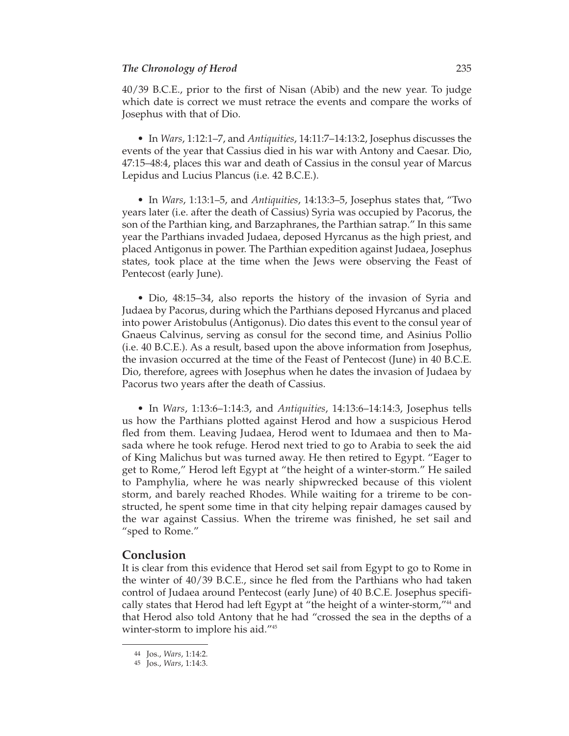40/39 B.C.E., prior to the first of Nisan (Abib) and the new year. To judge which date is correct we must retrace the events and compare the works of Josephus with that of Dio.

- In *Wars*, 1:12:1–7, and *Antiquities*, 14:11:7–14:13:2, Josephus discusses the events of the year that Cassius died in his war with Antony and Caesar. Dio, 47:15–48:4, places this war and death of Cassius in the consul year of Marcus Lepidus and Lucius Plancus (i.e. 42 B.C.E.).

- In *Wars*, 1:13:1–5, and *Antiquities*, 14:13:3–5, Josephus states that, "Two years later (i.e. after the death of Cassius) Syria was occupied by Pacorus, the son of the Parthian king, and Barzaphranes, the Parthian satrap." In this same year the Parthians invaded Judaea, deposed Hyrcanus as the high priest, and placed Antigonus in power. The Parthian expedition against Judaea, Josephus states, took place at the time when the Jews were observing the Feast of Pentecost (early June).

- Dio, 48:15–34, also reports the history of the invasion of Syria and Judaea by Pacorus, during which the Parthians deposed Hyrcanus and placed into power Aristobulus (Antigonus). Dio dates this event to the consul year of Gnaeus Calvinus, serving as consul for the second time, and Asinius Pollio (i.e. 40 B.C.E.). As a result, based upon the above information from Josephus, the invasion occurred at the time of the Feast of Pentecost (June) in 40 B.C.E. Dio, therefore, agrees with Josephus when he dates the invasion of Judaea by Pacorus two years after the death of Cassius.

- In *Wars*, 1:13:6–1:14:3, and *Antiquities*, 14:13:6–14:14:3, Josephus tells us how the Parthians plotted against Herod and how a suspicious Herod fled from them. Leaving Judaea, Herod went to Idumaea and then to Masada where he took refuge. Herod next tried to go to Arabia to seek the aid of King Malichus but was turned away. He then retired to Egypt. "Eager to get to Rome," Herod left Egypt at "the height of a winter-storm." He sailed to Pamphylia, where he was nearly shipwrecked because of this violent storm, and barely reached Rhodes. While waiting for a trireme to be constructed, he spent some time in that city helping repair damages caused by the war against Cassius. When the trireme was finished, he set sail and "sped to Rome."

## Conclusion

It is clear from this evidence that Herod set sail from Egypt to go to Rome in the winter of 40/39 B.C.E., since he fled from the Parthians who had taken control of Judaea around Pentecost (early June) of 40 B.C.E. Josephus specifically states that Herod had left Egypt at "the height of a winter-storm,"[44] and that Herod also told Antony that he had "crossed the sea in the depths of a winter-storm to implore his aid."[45]

---

[44] Jos., *Wars*, 1:14:2.

[45] Jos., *Wars*, 1:14:3.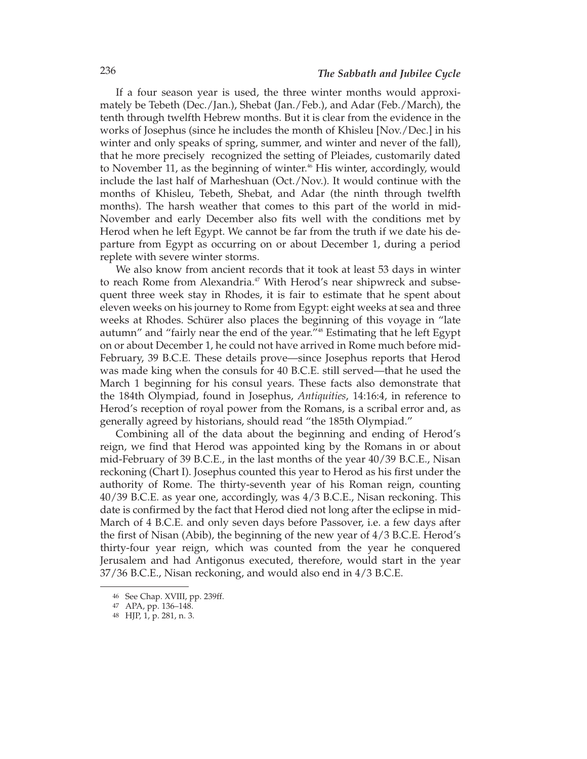If a four season year is used, the three winter months would approximately be Tebeth (Dec./Jan.), Shebat (Jan./Feb.), and Adar (Feb./March), the tenth through twelfth Hebrew months. But it is clear from the evidence in the works of Josephus (since he includes the month of Khisleu [Nov./Dec.] in his winter and only speaks of spring, summer, and winter and never of the fall), that he more precisely recognized the setting of Pleiades, customarily dated to November 11, as the beginning of winter.[46] His winter, accordingly, would include the last half of Marheshuan (Oct./Nov.). It would continue with the months of Khisleu, Tebeth, Shebat, and Adar (the ninth through twelfth months). The harsh weather that comes to this part of the world in mid-November and early December also fits well with the conditions met by Herod when he left Egypt. We cannot be far from the truth if we date his departure from Egypt as occurring on or about December 1, during a period replete with severe winter storms.

We also know from ancient records that it took at least 53 days in winter to reach Rome from Alexandria.[47] With Herod's near shipwreck and subsequent three week stay in Rhodes, it is fair to estimate that he spent about eleven weeks on his journey to Rome from Egypt: eight weeks at sea and three weeks at Rhodes. Schürer also places the beginning of this voyage in "late autumn" and "fairly near the end of the year."[48] Estimating that he left Egypt on or about December 1, he could not have arrived in Rome much before mid-February, 39 B.C.E. These details prove—since Josephus reports that Herod was made king when the consuls for 40 B.C.E. still served—that he used the March 1 beginning for his consul years. These facts also demonstrate that the 184th Olympiad, found in Josephus, *Antiquities*, 14:16:4, in reference to Herod's reception of royal power from the Romans, is a scribal error and, as generally agreed by historians, should read "the 185th Olympiad."

Combining all of the data about the beginning and ending of Herod's reign, we find that Herod was appointed king by the Romans in or about mid-February of 39 B.C.E., in the last months of the year 40/39 B.C.E., Nisan reckoning (Chart I). Josephus counted this year to Herod as his first under the authority of Rome. The thirty-seventh year of his Roman reign, counting 40/39 B.C.E. as year one, accordingly, was 4/3 B.C.E., Nisan reckoning. This date is confirmed by the fact that Herod died not long after the eclipse in mid-March of 4 B.C.E. and only seven days before Passover, i.e. a few days after the first of Nisan (Abib), the beginning of the new year of 4/3 B.C.E. Herod's thirty-four year reign, which was counted from the year he conquered Jerusalem and had Antigonus executed, therefore, would start in the year 37/36 B.C.E., Nisan reckoning, and would also end in 4/3 B.C.E.

---

46 See Chap. XVIII, pp. 239ff.

47 APA, pp. 136–148.

48 HJP, 1, p. 281, n. 3.